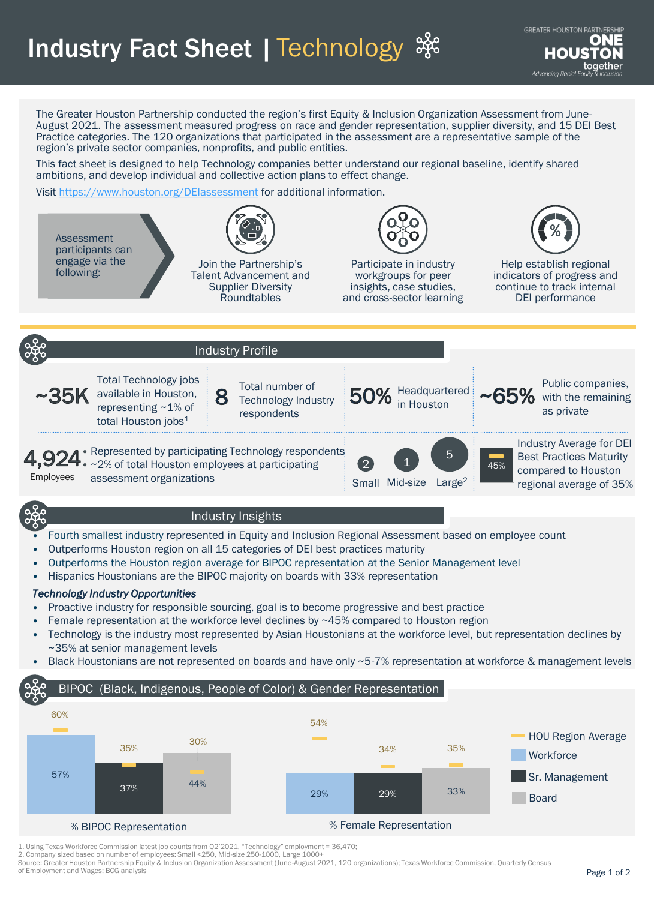# Industry Fact Sheet | Technology

GREATER HOUSTON PARTNERSHIP **ONE HOUSTON** together — Advancing Racial Equity & Inclusion

The Greater Houston Partnership conducted the region's first Equity & Inclusion Organization Assessment from June-August 2021. The assessment measured progress on race and gender representation, supplier diversity, and 15 DEI Best Practice categories. The 120 organizations that participated in the assessment are a representative sample of the region's private sector companies, nonprofits, and public entities.

This fact sheet is designed to help Technology companies better understand our regional baseline, identify shared ambitions, and develop individual and collective action plans to effect change.

Visit https://www.houston.org/DEIassessment for additional information.

Assessment participants can engage via the following:

- Join the Partnership's Talent Advancement and Supplier Diversity Roundtables
- Participate in industry workgroups for peer insights, case studies, and cross-sector learning
- Help establish regional indicators of progress and continue to track internal DEI performance

## Industry Profile

- **~35K** Total Technology jobs available in Houston, representing ~1% of total Houston jobs[1]
- **8** Total number of Technology Industry respondents
- **50%** Headquartered in Houston
- **~65%** Public companies, with the remaining as private
- **4,924** Employees
  - Represented by participating Technology respondents
  - ~2% of total Houston employees at participating assessment organizations
- **2** Small, **1** Mid-size, **5** Large[2]
- **45%** Industry Average for DEI Best Practices Maturity compared to Houston regional average of 35%

## Industry Insights

- Fourth smallest industry represented in Equity and Inclusion Regional Assessment based on employee count
- Outperforms Houston region on all 15 categories of DEI best practices maturity
- Outperforms the Houston region average for BIPOC representation at the Senior Management level
- Hispanics Houstonians are the BIPOC majority on boards with 33% representation

*Technology Industry Opportunities*

- Proactive industry for responsible sourcing, goal is to become progressive and best practice
- Female representation at the workforce level declines by ~45% compared to Houston region
- Technology is the industry most represented by Asian Houstonians at the workforce level, but representation declines by ~35% at senior management levels
- Black Houstonians are not represented on boards and have only ~5-7% representation at workforce & management levels

## BIPOC (Black, Indigenous, People of Color) & Gender Representation

| | Workforce | Sr. Management | Board |
|---|---|---|---|
| % BIPOC Representation | 57% | 37% | 44% |
| HOU Region Average (BIPOC) | 60% | 35% | 30% |
| % Female Representation | 29% | 29% | 33% |
| HOU Region Average (Female) | 54% | 34% | 35% |

1. Using Texas Workforce Commission latest job counts from Q2'2021, "Technology" employment = 36,470;
2. Company sized based on number of employees: Small <250, Mid-size 250-1000, Large 1000+

Source: Greater Houston Partnership Equity & Inclusion Organization Assessment (June-August 2021, 120 organizations); Texas Workforce Commission, Quarterly Census of Employment and Wages; BCG analysis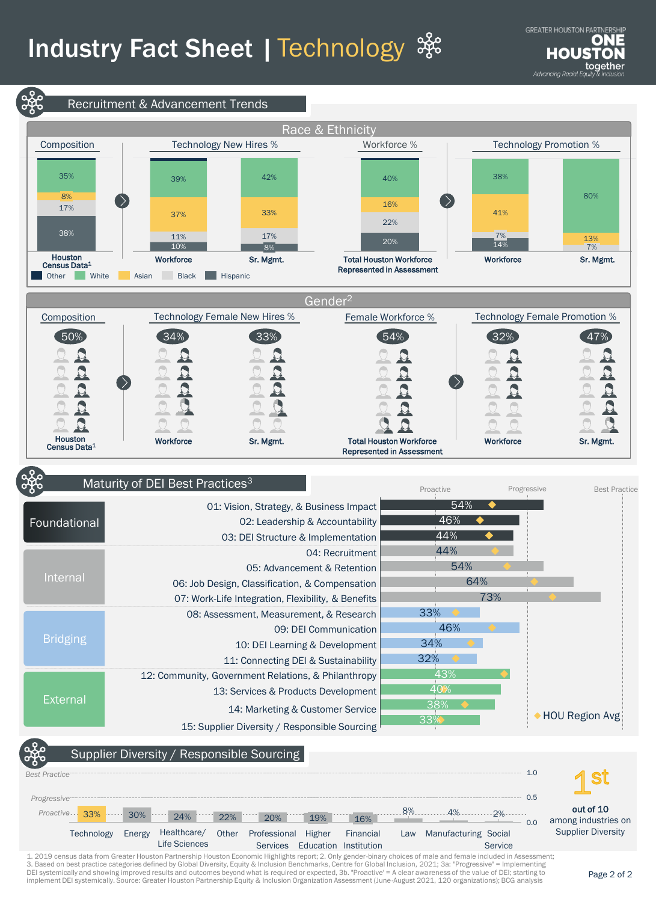# Industry Fact Sheet | Technology

GREATER HOUSTON PARTNERSHIP
ONE HOUSTON together
Advancing Racial Equity & Inclusion

## Recruitment & Advancement Trends

### Race & Ethnicity

Composition

35%
8%
17%
38%

Houston Census Data[1]

Technology New Hires %

Workforce: 39% 37% 11% 10%

Sr. Mgmt.: 42% 33% 17% 8%

Workforce %

40%
16%
22%
20%

Total Houston Workforce Represented in Assessment

Technology Promotion %

Workforce: 38% 41% 7% 14%

Sr. Mgmt.: 80% 13% 7%

Other | White | Asian | Black | Hispanic

### Gender[2]

Composition

50%

Houston Census Data[1]

Technology Female New Hires %

34% Workforce

33% Sr. Mgmt.

Female Workforce %

54%

Total Houston Workforce Represented in Assessment

Technology Female Promotion %

32% Workforce

47% Sr. Mgmt.

## Maturity of DEI Best Practices[3]

Proactive | Progressive | Best Practice

Foundational

01: Vision, Strategy, & Business Impact 54%

02: Leadership & Accountability 46%

03: DEI Structure & Implementation 44%

Internal

04: Recruitment 44%

05: Advancement & Retention 54%

06: Job Design, Classification, & Compensation 64%

07: Work-Life Integration, Flexibility, & Benefits 73%

Bridging

08: Assessment, Measurement, & Research 33%

09: DEI Communication 46%

10: DEI Learning & Development 34%

11: Connecting DEI & Sustainability 32%

External

12: Community, Government Relations, & Philanthropy 43%

13: Services & Products Development 40%

14: Marketing & Customer Service 38%

15: Supplier Diversity / Responsible Sourcing 33%

◆ HOU Region Avg

## Supplier Diversity / Responsible Sourcing

Best Practice 1.0
Progressive 0.5
Proactive 0.0

Technology 33%
Energy 30%
Healthcare/ Life Sciences 24%
Other 22%
Professional Services 20%
Higher Education 19%
Financial Institution 16%
Law 8%
Manufacturing 4%
Social Service 2%

**1st** out of 10 among industries on Supplier Diversity

1. 2019 census data from Greater Houston Partnership Houston Economic Highlights report; 2. Only gender-binary choices of male and female included in Assessment; 3. Based on best practice categories defined by Global Diversity, Equity & Inclusion Benchmarks, Centre for Global Inclusion, 2021; 3a: "Progressive" = Implementing DEI systemically and showing improved results and outcomes beyond what is required or expected, 3b. "Proactive" = A clear awareness of the value of DEI; starting to implement DEI systemically. Source: Greater Houston Partnership Equity & Inclusion Organization Assessment (June-August 2021, 120 organizations); BCG analysis